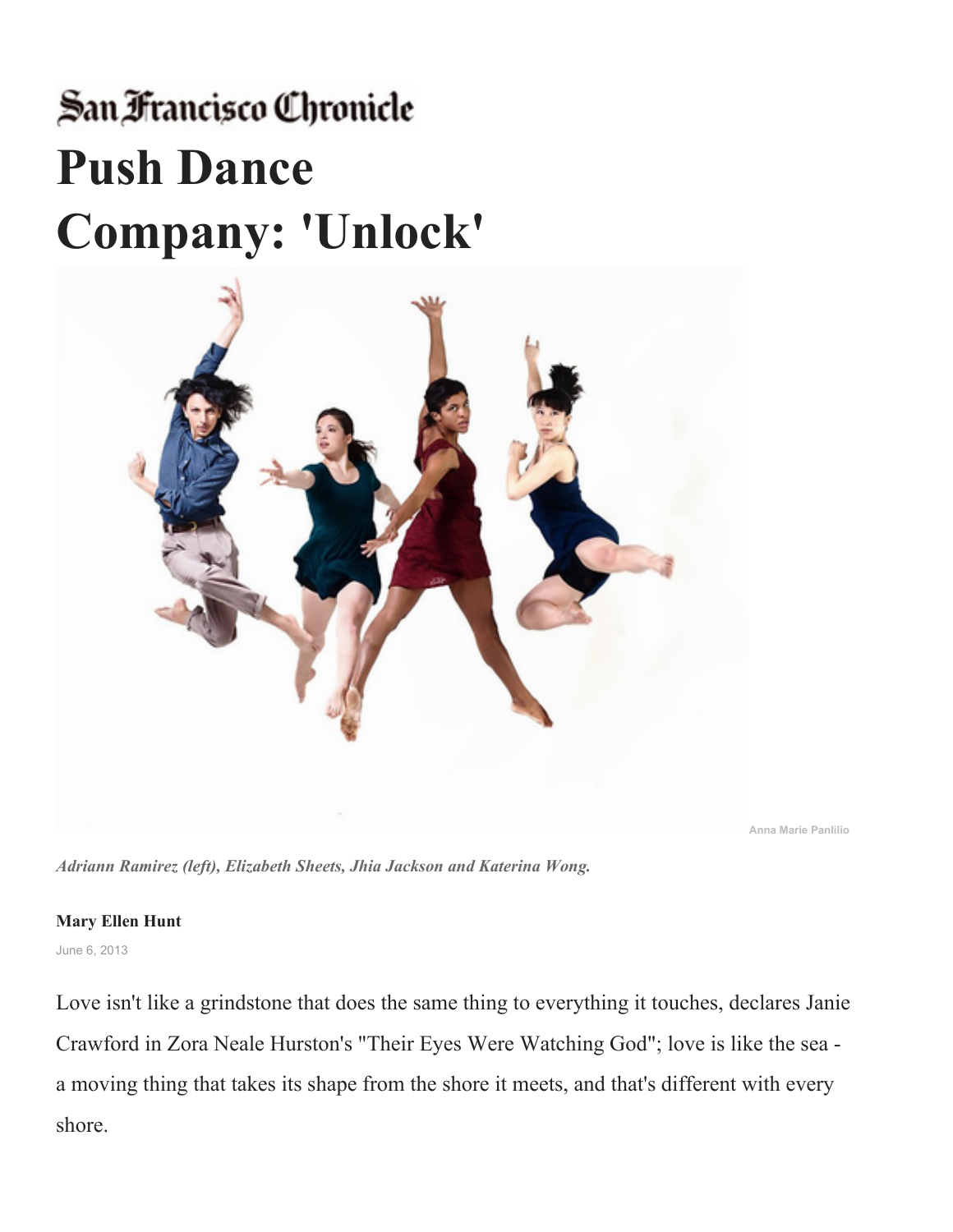San Francisco Chronicle

# Push Dance Company: 'Unlock'

Anna Marie Panlilio

*Adriann Ramirez (left), Elizabeth Sheets, Jhia Jackson and Katerina Wong.*

**Mary Ellen Hunt**

June 6, 2013

Love isn't like a grindstone that does the same thing to everything it touches, declares Janie Crawford in Zora Neale Hurston's "Their Eyes Were Watching God"; love is like the sea - a moving thing that takes its shape from the shore it meets, and that's different with every shore.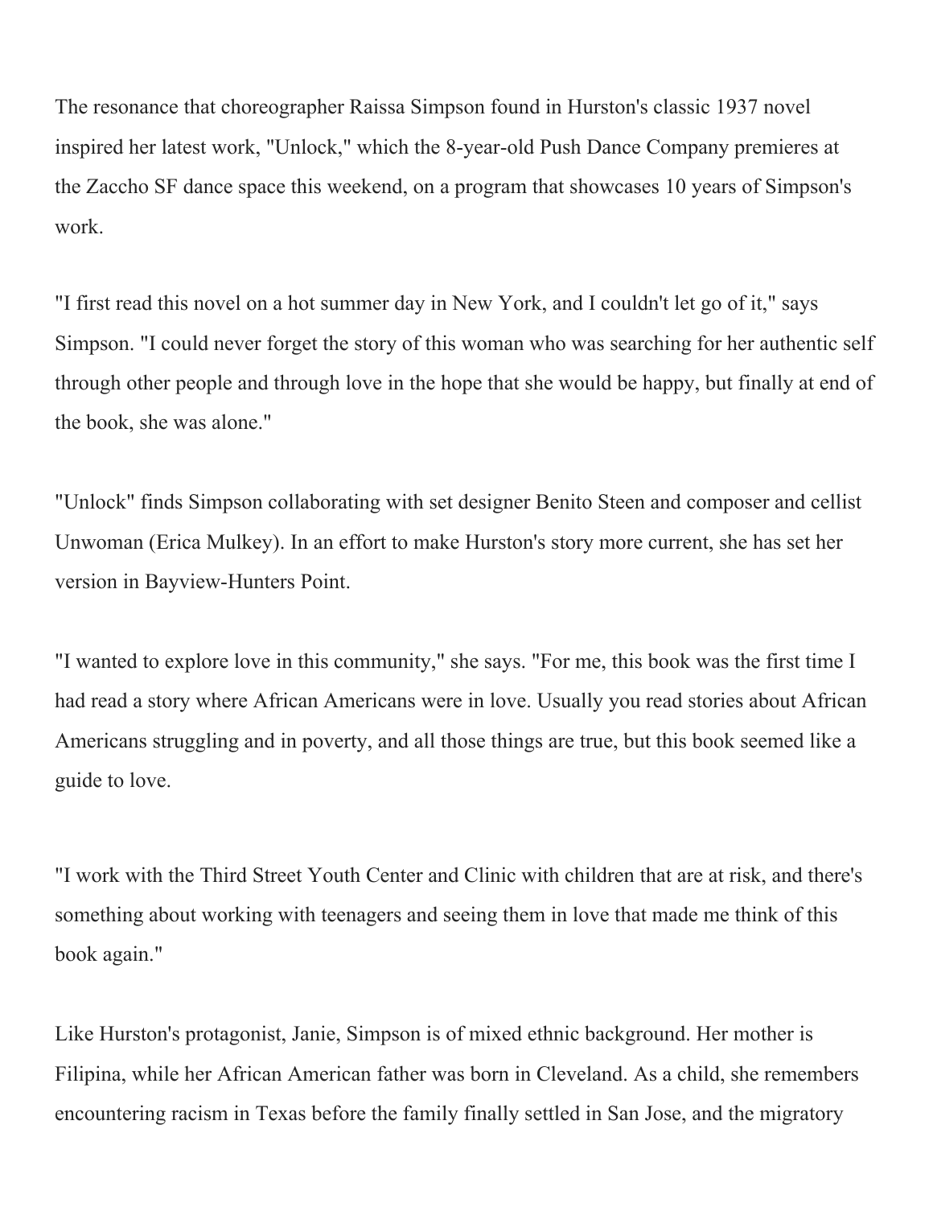The resonance that choreographer Raissa Simpson found in Hurston's classic 1937 novel inspired her latest work, "Unlock," which the 8-year-old Push Dance Company premieres at the Zaccho SF dance space this weekend, on a program that showcases 10 years of Simpson's work.

"I first read this novel on a hot summer day in New York, and I couldn't let go of it," says Simpson. "I could never forget the story of this woman who was searching for her authentic self through other people and through love in the hope that she would be happy, but finally at end of the book, she was alone."

"Unlock" finds Simpson collaborating with set designer Benito Steen and composer and cellist Unwoman (Erica Mulkey). In an effort to make Hurston's story more current, she has set her version in Bayview-Hunters Point.

"I wanted to explore love in this community," she says. "For me, this book was the first time I had read a story where African Americans were in love. Usually you read stories about African Americans struggling and in poverty, and all those things are true, but this book seemed like a guide to love.

"I work with the Third Street Youth Center and Clinic with children that are at risk, and there's something about working with teenagers and seeing them in love that made me think of this book again."

Like Hurston's protagonist, Janie, Simpson is of mixed ethnic background. Her mother is Filipina, while her African American father was born in Cleveland. As a child, she remembers encountering racism in Texas before the family finally settled in San Jose, and the migratory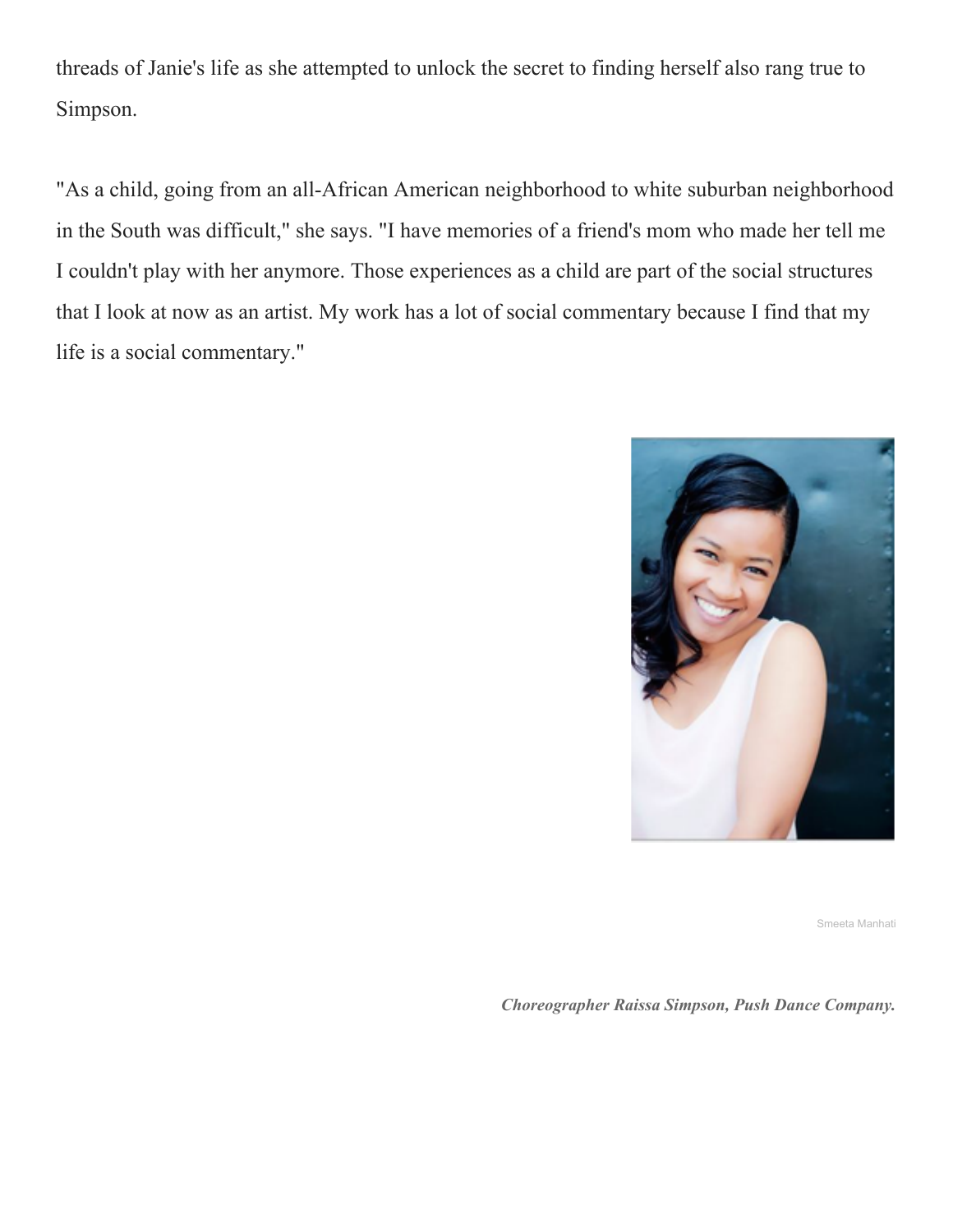threads of Janie's life as she attempted to unlock the secret to finding herself also rang true to Simpson.

"As a child, going from an all-African American neighborhood to white suburban neighborhood in the South was difficult," she says. "I have memories of a friend's mom who made her tell me I couldn't play with her anymore. Those experiences as a child are part of the social structures that I look at now as an artist. My work has a lot of social commentary because I find that my life is a social commentary."

Smeeta Manhati

***Choreographer Raissa Simpson, Push Dance Company.***